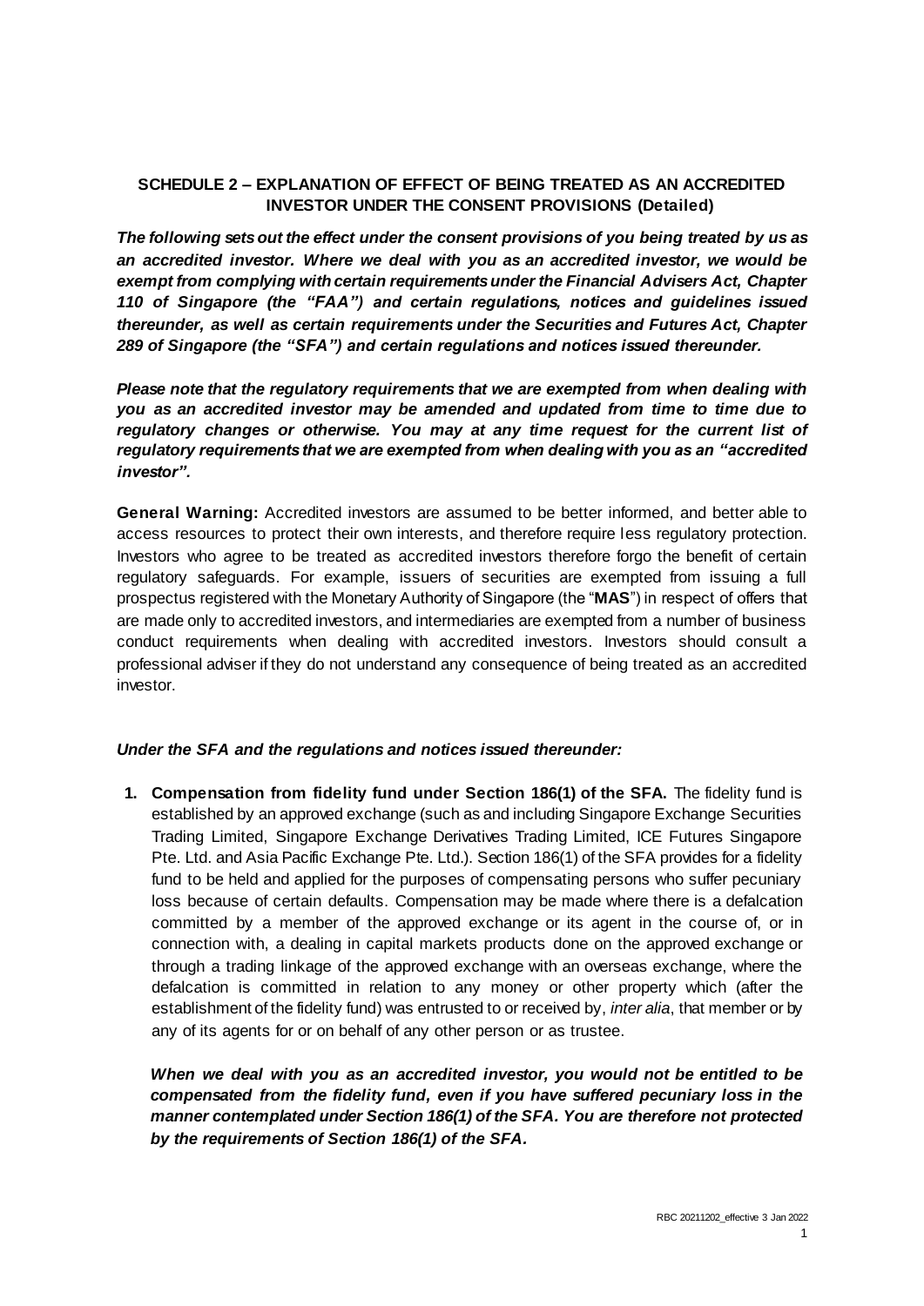## SCHEDULE 2 – EXPLANATION OF EFFECT OF BEING TREATED AS AN ACCREDITED INVESTOR UNDER THE CONSENT PROVISIONS (Detailed)

***The following sets out the effect under the consent provisions of you being treated by us as an accredited investor. Where we deal with you as an accredited investor, we would be exempt from complying with certain requirements under the Financial Advisers Act, Chapter 110 of Singapore (the "FAA") and certain regulations, notices and guidelines issued thereunder, as well as certain requirements under the Securities and Futures Act, Chapter 289 of Singapore (the "SFA") and certain regulations and notices issued thereunder.***

***Please note that the regulatory requirements that we are exempted from when dealing with you as an accredited investor may be amended and updated from time to time due to regulatory changes or otherwise. You may at any time request for the current list of regulatory requirements that we are exempted from when dealing with you as an "accredited investor".***

**General Warning:** Accredited investors are assumed to be better informed, and better able to access resources to protect their own interests, and therefore require less regulatory protection. Investors who agree to be treated as accredited investors therefore forgo the benefit of certain regulatory safeguards. For example, issuers of securities are exempted from issuing a full prospectus registered with the Monetary Authority of Singapore (the "**MAS**") in respect of offers that are made only to accredited investors, and intermediaries are exempted from a number of business conduct requirements when dealing with accredited investors. Investors should consult a professional adviser if they do not understand any consequence of being treated as an accredited investor.

***Under the SFA and the regulations and notices issued thereunder:***

1. **Compensation from fidelity fund under Section 186(1) of the SFA.** The fidelity fund is established by an approved exchange (such as and including Singapore Exchange Securities Trading Limited, Singapore Exchange Derivatives Trading Limited, ICE Futures Singapore Pte. Ltd. and Asia Pacific Exchange Pte. Ltd.). Section 186(1) of the SFA provides for a fidelity fund to be held and applied for the purposes of compensating persons who suffer pecuniary loss because of certain defaults. Compensation may be made where there is a defalcation committed by a member of the approved exchange or its agent in the course of, or in connection with, a dealing in capital markets products done on the approved exchange or through a trading linkage of the approved exchange with an overseas exchange, where the defalcation is committed in relation to any money or other property which (after the establishment of the fidelity fund) was entrusted to or received by, *inter alia*, that member or by any of its agents for or on behalf of any other person or as trustee.

   ***When we deal with you as an accredited investor, you would not be entitled to be compensated from the fidelity fund, even if you have suffered pecuniary loss in the manner contemplated under Section 186(1) of the SFA. You are therefore not protected by the requirements of Section 186(1) of the SFA.***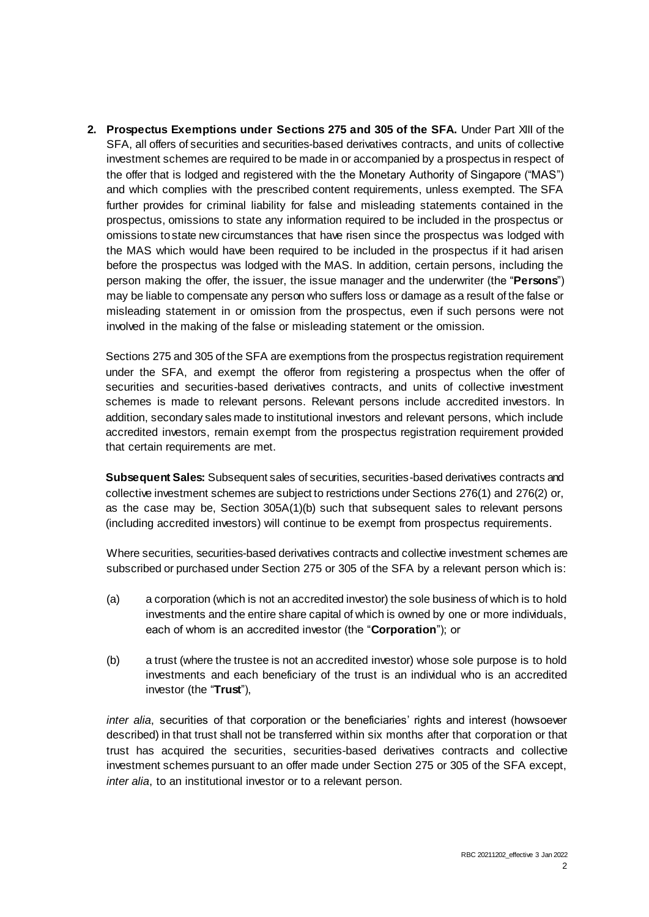**2. Prospectus Exemptions under Sections 275 and 305 of the SFA.** Under Part XIII of the SFA, all offers of securities and securities-based derivatives contracts, and units of collective investment schemes are required to be made in or accompanied by a prospectus in respect of the offer that is lodged and registered with the the Monetary Authority of Singapore ("MAS") and which complies with the prescribed content requirements, unless exempted. The SFA further provides for criminal liability for false and misleading statements contained in the prospectus, omissions to state any information required to be included in the prospectus or omissions to state new circumstances that have risen since the prospectus was lodged with the MAS which would have been required to be included in the prospectus if it had arisen before the prospectus was lodged with the MAS. In addition, certain persons, including the person making the offer, the issuer, the issue manager and the underwriter (the "**Persons**") may be liable to compensate any person who suffers loss or damage as a result of the false or misleading statement in or omission from the prospectus, even if such persons were not involved in the making of the false or misleading statement or the omission.

Sections 275 and 305 of the SFA are exemptions from the prospectus registration requirement under the SFA, and exempt the offeror from registering a prospectus when the offer of securities and securities-based derivatives contracts, and units of collective investment schemes is made to relevant persons. Relevant persons include accredited investors. In addition, secondary sales made to institutional investors and relevant persons, which include accredited investors, remain exempt from the prospectus registration requirement provided that certain requirements are met.

**Subsequent Sales:** Subsequent sales of securities, securities-based derivatives contracts and collective investment schemes are subject to restrictions under Sections 276(1) and 276(2) or, as the case may be, Section 305A(1)(b) such that subsequent sales to relevant persons (including accredited investors) will continue to be exempt from prospectus requirements.

Where securities, securities-based derivatives contracts and collective investment schemes are subscribed or purchased under Section 275 or 305 of the SFA by a relevant person which is:

(a) a corporation (which is not an accredited investor) the sole business of which is to hold investments and the entire share capital of which is owned by one or more individuals, each of whom is an accredited investor (the "**Corporation**"); or

(b) a trust (where the trustee is not an accredited investor) whose sole purpose is to hold investments and each beneficiary of the trust is an individual who is an accredited investor (the "**Trust**"),

*inter alia*, securities of that corporation or the beneficiaries' rights and interest (howsoever described) in that trust shall not be transferred within six months after that corporation or that trust has acquired the securities, securities-based derivatives contracts and collective investment schemes pursuant to an offer made under Section 275 or 305 of the SFA except, *inter alia*, to an institutional investor or to a relevant person.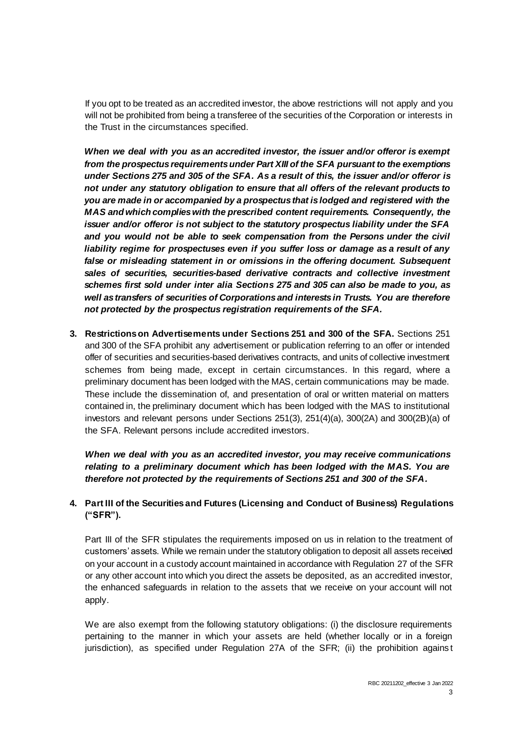If you opt to be treated as an accredited investor, the above restrictions will not apply and you will not be prohibited from being a transferee of the securities of the Corporation or interests in the Trust in the circumstances specified.

***When we deal with you as an accredited investor, the issuer and/or offeror is exempt from the prospectus requirements under Part XIII of the SFA pursuant to the exemptions under Sections 275 and 305 of the SFA. As a result of this, the issuer and/or offeror is not under any statutory obligation to ensure that all offers of the relevant products to you are made in or accompanied by a prospectus that is lodged and registered with the MAS and which complies with the prescribed content requirements. Consequently, the issuer and/or offeror is not subject to the statutory prospectus liability under the SFA and you would not be able to seek compensation from the Persons under the civil liability regime for prospectuses even if you suffer loss or damage as a result of any false or misleading statement in or omissions in the offering document. Subsequent sales of securities, securities-based derivative contracts and collective investment schemes first sold under inter alia Sections 275 and 305 can also be made to you, as well as transfers of securities of Corporations and interests in Trusts. You are therefore not protected by the prospectus registration requirements of the SFA.***

3. **Restrictions on Advertisements under Sections 251 and 300 of the SFA.** Sections 251 and 300 of the SFA prohibit any advertisement or publication referring to an offer or intended offer of securities and securities-based derivatives contracts, and units of collective investment schemes from being made, except in certain circumstances. In this regard, where a preliminary document has been lodged with the MAS, certain communications may be made. These include the dissemination of, and presentation of oral or written material on matters contained in, the preliminary document which has been lodged with the MAS to institutional investors and relevant persons under Sections 251(3), 251(4)(a), 300(2A) and 300(2B)(a) of the SFA. Relevant persons include accredited investors.

   ***When we deal with you as an accredited investor, you may receive communications relating to a preliminary document which has been lodged with the MAS. You are therefore not protected by the requirements of Sections 251 and 300 of the SFA.***

4. **Part III of the Securities and Futures (Licensing and Conduct of Business) Regulations ("SFR").**

   Part III of the SFR stipulates the requirements imposed on us in relation to the treatment of customers' assets. While we remain under the statutory obligation to deposit all assets received on your account in a custody account maintained in accordance with Regulation 27 of the SFR or any other account into which you direct the assets be deposited, as an accredited investor, the enhanced safeguards in relation to the assets that we receive on your account will not apply.

   We are also exempt from the following statutory obligations: (i) the disclosure requirements pertaining to the manner in which your assets are held (whether locally or in a foreign jurisdiction), as specified under Regulation 27A of the SFR; (ii) the prohibition against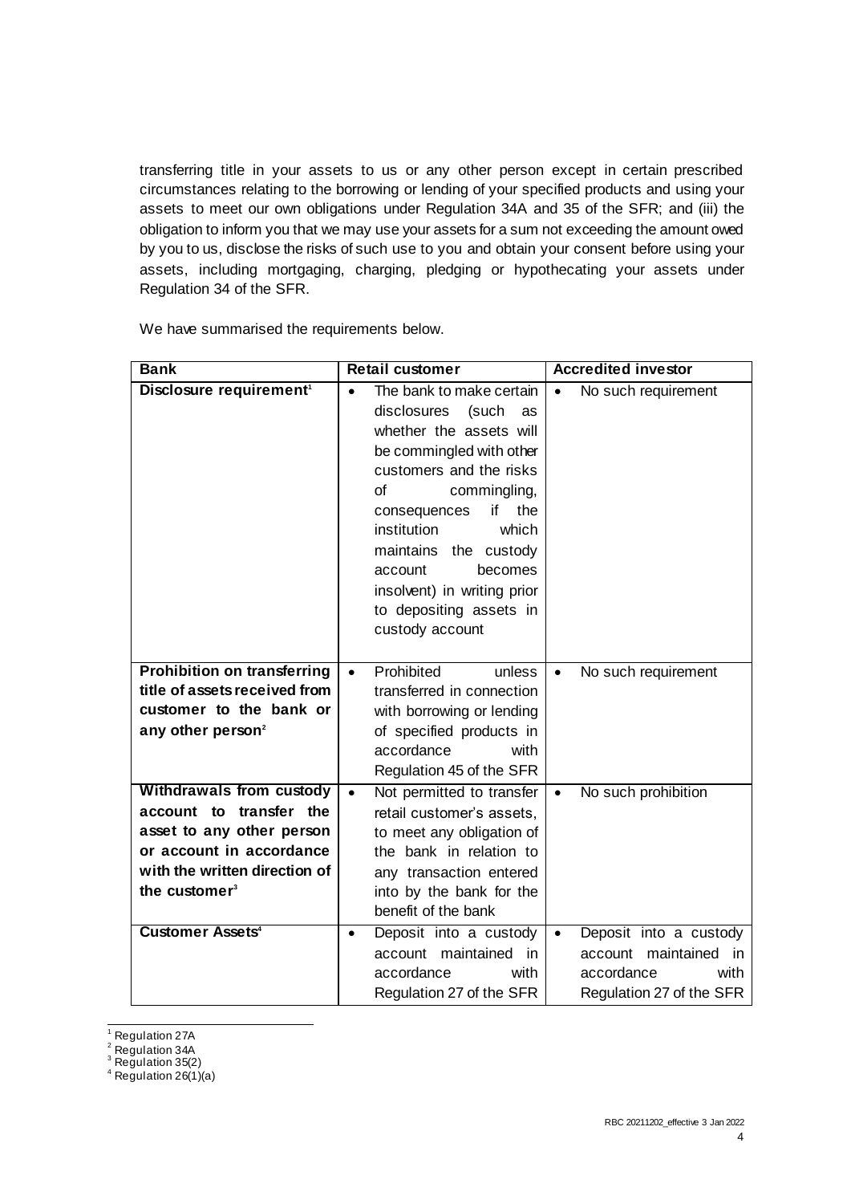transferring title in your assets to us or any other person except in certain prescribed circumstances relating to the borrowing or lending of your specified products and using your assets to meet our own obligations under Regulation 34A and 35 of the SFR; and (iii) the obligation to inform you that we may use your assets for a sum not exceeding the amount owed by you to us, disclose the risks of such use to you and obtain your consent before using your assets, including mortgaging, charging, pledging or hypothecating your assets under Regulation 34 of the SFR.

We have summarised the requirements below.

| **Bank** | **Retail customer** | **Accredited investor** |
| --- | --- | --- |
| **Disclosure requirement**[1] | • The bank to make certain disclosures (such as whether the assets will be commingled with other customers and the risks of commingling, consequences if the institution which maintains the custody account becomes insolvent) in writing prior to depositing assets in custody account | • No such requirement |
| **Prohibition on transferring title of assets received from customer to the bank or any other person**[2] | • Prohibited unless transferred in connection with borrowing or lending of specified products in accordance with Regulation 45 of the SFR | • No such requirement |
| **Withdrawals from custody account to transfer the asset to any other person or account in accordance with the written direction of the customer**[3] | • Not permitted to transfer retail customer's assets, to meet any obligation of the bank in relation to any transaction entered into by the bank for the benefit of the bank | • No such prohibition |
| **Customer Assets**[4] | • Deposit into a custody account maintained in accordance with Regulation 27 of the SFR | • Deposit into a custody account maintained in accordance with Regulation 27 of the SFR |

[1] Regulation 27A
[2] Regulation 34A
[3] Regulation 35(2)
[4] Regulation 26(1)(a)

RBC 20211202_effective 3 Jan 2022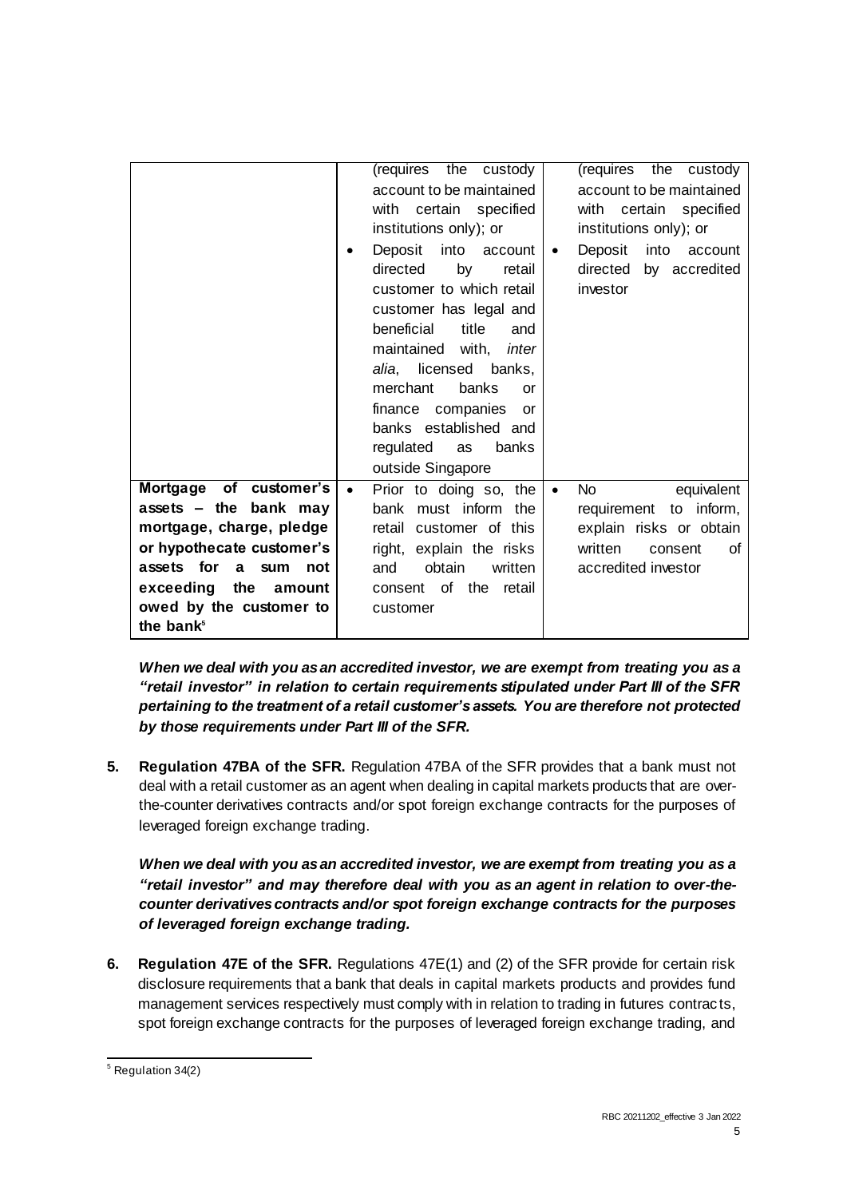| | | |
|---|---|---|
| | (requires the custody account to be maintained with certain specified institutions only); or<br>• Deposit into account directed by retail customer to which retail customer has legal and beneficial title and maintained with, *inter alia*, licensed banks, merchant banks or finance companies or banks established and regulated as banks outside Singapore | (requires the custody account to be maintained with certain specified institutions only); or<br>• Deposit into account directed by accredited investor |
| **Mortgage of customer's assets – the bank may mortgage, charge, pledge or hypothecate customer's assets for a sum not exceeding the amount owed by the customer to the bank**[5] | • Prior to doing so, the bank must inform the retail customer of this right, explain the risks and obtain written consent of the retail customer | • No equivalent requirement to inform, explain risks or obtain written consent of accredited investor |

***When we deal with you as an accredited investor, we are exempt from treating you as a "retail investor" in relation to certain requirements stipulated under Part III of the SFR pertaining to the treatment of a retail customer's assets. You are therefore not protected by those requirements under Part III of the SFR.***

5. **Regulation 47BA of the SFR.** Regulation 47BA of the SFR provides that a bank must not deal with a retail customer as an agent when dealing in capital markets products that are over-the-counter derivatives contracts and/or spot foreign exchange contracts for the purposes of leveraged foreign exchange trading.

   ***When we deal with you as an accredited investor, we are exempt from treating you as a "retail investor" and may therefore deal with you as an agent in relation to over-the-counter derivatives contracts and/or spot foreign exchange contracts for the purposes of leveraged foreign exchange trading.***

6. **Regulation 47E of the SFR.** Regulations 47E(1) and (2) of the SFR provide for certain risk disclosure requirements that a bank that deals in capital markets products and provides fund management services respectively must comply with in relation to trading in futures contracts, spot foreign exchange contracts for the purposes of leveraged foreign exchange trading, and

[5] Regulation 34(2)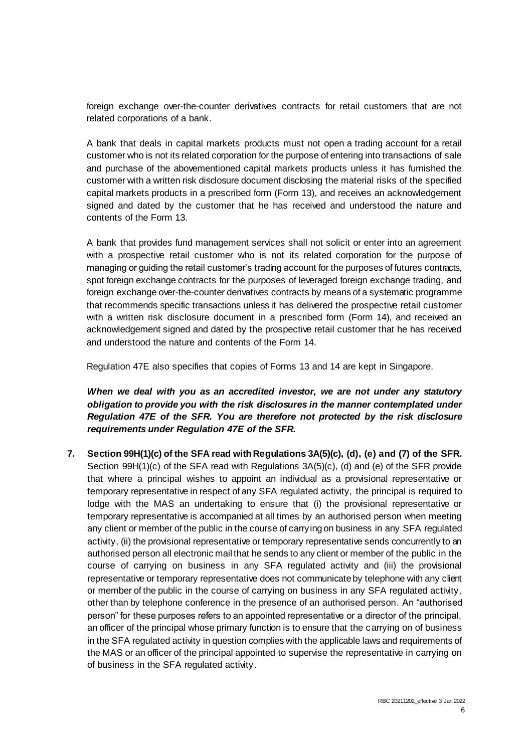foreign exchange over-the-counter derivatives contracts for retail customers that are not related corporations of a bank.

A bank that deals in capital markets products must not open a trading account for a retail customer who is not its related corporation for the purpose of entering into transactions of sale and purchase of the abovementioned capital markets products unless it has furnished the customer with a written risk disclosure document disclosing the material risks of the specified capital markets products in a prescribed form (Form 13), and receives an acknowledgement signed and dated by the customer that he has received and understood the nature and contents of the Form 13.

A bank that provides fund management services shall not solicit or enter into an agreement with a prospective retail customer who is not its related corporation for the purpose of managing or guiding the retail customer's trading account for the purposes of futures contracts, spot foreign exchange contracts for the purposes of leveraged foreign exchange trading, and foreign exchange over-the-counter derivatives contracts by means of a systematic programme that recommends specific transactions unless it has delivered the prospective retail customer with a written risk disclosure document in a prescribed form (Form 14), and received an acknowledgement signed and dated by the prospective retail customer that he has received and understood the nature and contents of the Form 14.

Regulation 47E also specifies that copies of Forms 13 and 14 are kept in Singapore.

***When we deal with you as an accredited investor, we are not under any statutory obligation to provide you with the risk disclosures in the manner contemplated under Regulation 47E of the SFR. You are therefore not protected by the risk disclosure requirements under Regulation 47E of the SFR.***

**7. Section 99H(1)(c) of the SFA read with Regulations 3A(5)(c), (d), (e) and (7) of the SFR.** Section 99H(1)(c) of the SFA read with Regulations 3A(5)(c), (d) and (e) of the SFR provide that where a principal wishes to appoint an individual as a provisional representative or temporary representative in respect of any SFA regulated activity, the principal is required to lodge with the MAS an undertaking to ensure that (i) the provisional representative or temporary representative is accompanied at all times by an authorised person when meeting any client or member of the public in the course of carrying on business in any SFA regulated activity, (ii) the provisional representative or temporary representative sends concurrently to an authorised person all electronic mail that he sends to any client or member of the public in the course of carrying on business in any SFA regulated activity and (iii) the provisional representative or temporary representative does not communicate by telephone with any client or member of the public in the course of carrying on business in any SFA regulated activity, other than by telephone conference in the presence of an authorised person. An "authorised person" for these purposes refers to an appointed representative or a director of the principal, an officer of the principal whose primary function is to ensure that the carrying on of business in the SFA regulated activity in question complies with the applicable laws and requirements of the MAS or an officer of the principal appointed to supervise the representative in carrying on of business in the SFA regulated activity.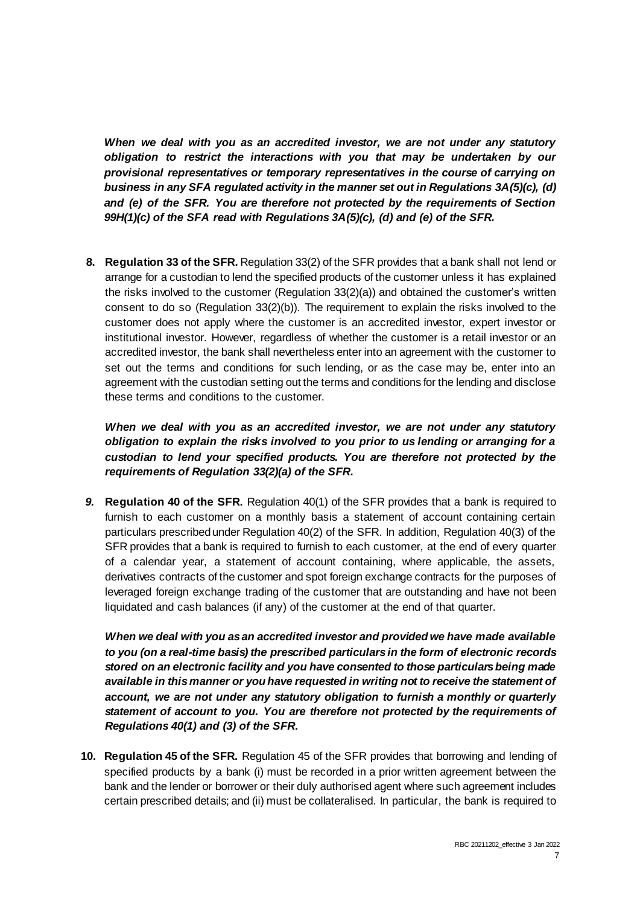***When we deal with you as an accredited investor, we are not under any statutory obligation to restrict the interactions with you that may be undertaken by our provisional representatives or temporary representatives in the course of carrying on business in any SFA regulated activity in the manner set out in Regulations 3A(5)(c), (d) and (e) of the SFR. You are therefore not protected by the requirements of Section 99H(1)(c) of the SFA read with Regulations 3A(5)(c), (d) and (e) of the SFR.***

8. **Regulation 33 of the SFR.** Regulation 33(2) of the SFR provides that a bank shall not lend or arrange for a custodian to lend the specified products of the customer unless it has explained the risks involved to the customer (Regulation 33(2)(a)) and obtained the customer's written consent to do so (Regulation 33(2)(b)). The requirement to explain the risks involved to the customer does not apply where the customer is an accredited investor, expert investor or institutional investor. However, regardless of whether the customer is a retail investor or an accredited investor, the bank shall nevertheless enter into an agreement with the customer to set out the terms and conditions for such lending, or as the case may be, enter into an agreement with the custodian setting out the terms and conditions for the lending and disclose these terms and conditions to the customer.

   ***When we deal with you as an accredited investor, we are not under any statutory obligation to explain the risks involved to you prior to us lending or arranging for a custodian to lend your specified products. You are therefore not protected by the requirements of Regulation 33(2)(a) of the SFR.***

9. **Regulation 40 of the SFR.** Regulation 40(1) of the SFR provides that a bank is required to furnish to each customer on a monthly basis a statement of account containing certain particulars prescribed under Regulation 40(2) of the SFR. In addition, Regulation 40(3) of the SFR provides that a bank is required to furnish to each customer, at the end of every quarter of a calendar year, a statement of account containing, where applicable, the assets, derivatives contracts of the customer and spot foreign exchange contracts for the purposes of leveraged foreign exchange trading of the customer that are outstanding and have not been liquidated and cash balances (if any) of the customer at the end of that quarter.

   ***When we deal with you as an accredited investor and provided we have made available to you (on a real-time basis) the prescribed particulars in the form of electronic records stored on an electronic facility and you have consented to those particulars being made available in this manner or you have requested in writing not to receive the statement of account, we are not under any statutory obligation to furnish a monthly or quarterly statement of account to you. You are therefore not protected by the requirements of Regulations 40(1) and (3) of the SFR.***

10. **Regulation 45 of the SFR.** Regulation 45 of the SFR provides that borrowing and lending of specified products by a bank (i) must be recorded in a prior written agreement between the bank and the lender or borrower or their duly authorised agent where such agreement includes certain prescribed details; and (ii) must be collateralised. In particular, the bank is required to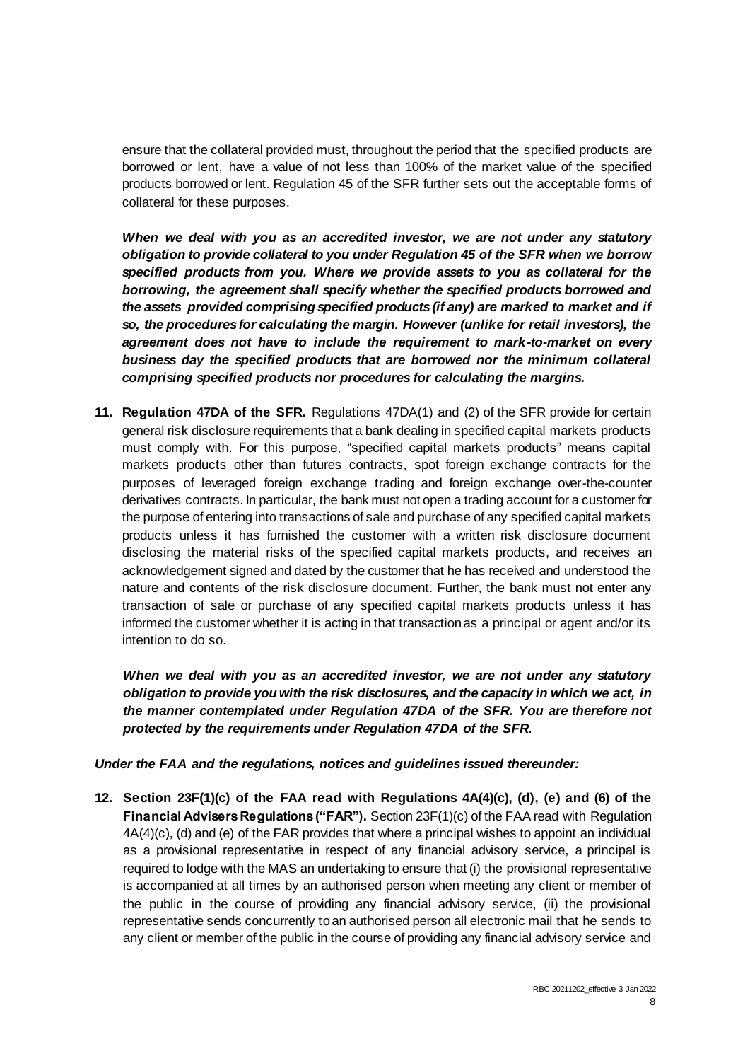ensure that the collateral provided must, throughout the period that the specified products are borrowed or lent, have a value of not less than 100% of the market value of the specified products borrowed or lent. Regulation 45 of the SFR further sets out the acceptable forms of collateral for these purposes.

***When we deal with you as an accredited investor, we are not under any statutory obligation to provide collateral to you under Regulation 45 of the SFR when we borrow specified products from you. Where we provide assets to you as collateral for the borrowing, the agreement shall specify whether the specified products borrowed and the assets provided comprising specified products (if any) are marked to market and if so, the procedures for calculating the margin. However (unlike for retail investors), the agreement does not have to include the requirement to mark-to-market on every business day the specified products that are borrowed nor the minimum collateral comprising specified products nor procedures for calculating the margins.***

**11. Regulation 47DA of the SFR.** Regulations 47DA(1) and (2) of the SFR provide for certain general risk disclosure requirements that a bank dealing in specified capital markets products must comply with. For this purpose, "specified capital markets products" means capital markets products other than futures contracts, spot foreign exchange contracts for the purposes of leveraged foreign exchange trading and foreign exchange over-the-counter derivatives contracts. In particular, the bank must not open a trading account for a customer for the purpose of entering into transactions of sale and purchase of any specified capital markets products unless it has furnished the customer with a written risk disclosure document disclosing the material risks of the specified capital markets products, and receives an acknowledgement signed and dated by the customer that he has received and understood the nature and contents of the risk disclosure document. Further, the bank must not enter any transaction of sale or purchase of any specified capital markets products unless it has informed the customer whether it is acting in that transaction as a principal or agent and/or its intention to do so.

***When we deal with you as an accredited investor, we are not under any statutory obligation to provide you with the risk disclosures, and the capacity in which we act, in the manner contemplated under Regulation 47DA of the SFR. You are therefore not protected by the requirements under Regulation 47DA of the SFR.***

***Under the FAA and the regulations, notices and guidelines issued thereunder:***

**12. Section 23F(1)(c) of the FAA read with Regulations 4A(4)(c), (d), (e) and (6) of the Financial Advisers Regulations ("FAR").** Section 23F(1)(c) of the FAA read with Regulation 4A(4)(c), (d) and (e) of the FAR provides that where a principal wishes to appoint an individual as a provisional representative in respect of any financial advisory service, a principal is required to lodge with the MAS an undertaking to ensure that (i) the provisional representative is accompanied at all times by an authorised person when meeting any client or member of the public in the course of providing any financial advisory service, (ii) the provisional representative sends concurrently to an authorised person all electronic mail that he sends to any client or member of the public in the course of providing any financial advisory service and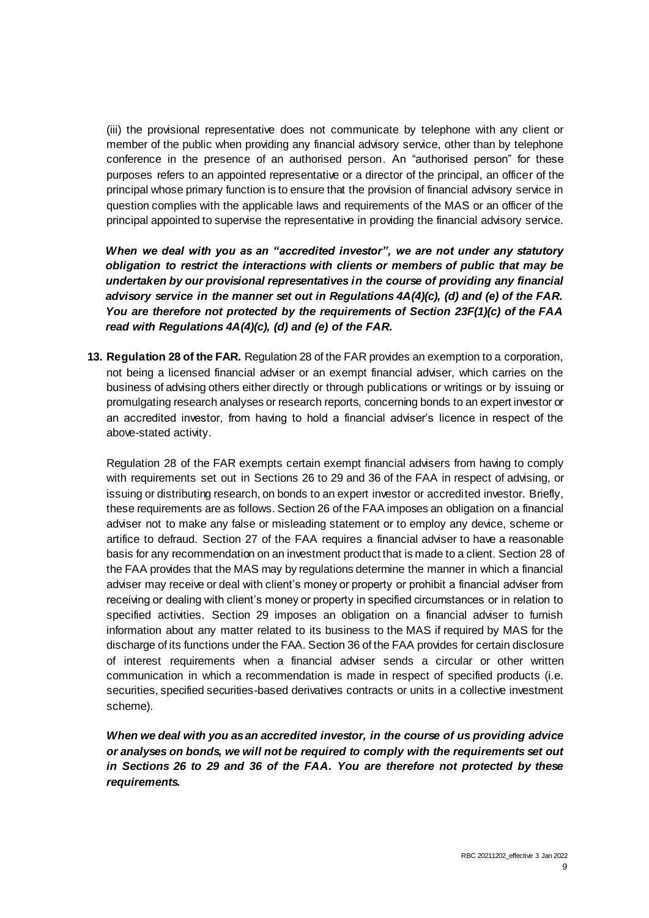(iii) the provisional representative does not communicate by telephone with any client or member of the public when providing any financial advisory service, other than by telephone conference in the presence of an authorised person. An "authorised person" for these purposes refers to an appointed representative or a director of the principal, an officer of the principal whose primary function is to ensure that the provision of financial advisory service in question complies with the applicable laws and requirements of the MAS or an officer of the principal appointed to supervise the representative in providing the financial advisory service.

***When we deal with you as an "accredited investor", we are not under any statutory obligation to restrict the interactions with clients or members of public that may be undertaken by our provisional representatives in the course of providing any financial advisory service in the manner set out in Regulations 4A(4)(c), (d) and (e) of the FAR. You are therefore not protected by the requirements of Section 23F(1)(c) of the FAA read with Regulations 4A(4)(c), (d) and (e) of the FAR.***

**13. Regulation 28 of the FAR.** Regulation 28 of the FAR provides an exemption to a corporation, not being a licensed financial adviser or an exempt financial adviser, which carries on the business of advising others either directly or through publications or writings or by issuing or promulgating research analyses or research reports, concerning bonds to an expert investor or an accredited investor, from having to hold a financial adviser's licence in respect of the above-stated activity.

Regulation 28 of the FAR exempts certain exempt financial advisers from having to comply with requirements set out in Sections 26 to 29 and 36 of the FAA in respect of advising, or issuing or distributing research, on bonds to an expert investor or accredited investor. Briefly, these requirements are as follows. Section 26 of the FAA imposes an obligation on a financial adviser not to make any false or misleading statement or to employ any device, scheme or artifice to defraud. Section 27 of the FAA requires a financial adviser to have a reasonable basis for any recommendation on an investment product that is made to a client. Section 28 of the FAA provides that the MAS may by regulations determine the manner in which a financial adviser may receive or deal with client's money or property or prohibit a financial adviser from receiving or dealing with client's money or property in specified circumstances or in relation to specified activities. Section 29 imposes an obligation on a financial adviser to furnish information about any matter related to its business to the MAS if required by MAS for the discharge of its functions under the FAA. Section 36 of the FAA provides for certain disclosure of interest requirements when a financial adviser sends a circular or other written communication in which a recommendation is made in respect of specified products (i.e. securities, specified securities-based derivatives contracts or units in a collective investment scheme).

***When we deal with you as an accredited investor, in the course of us providing advice or analyses on bonds, we will not be required to comply with the requirements set out in Sections 26 to 29 and 36 of the FAA. You are therefore not protected by these requirements.***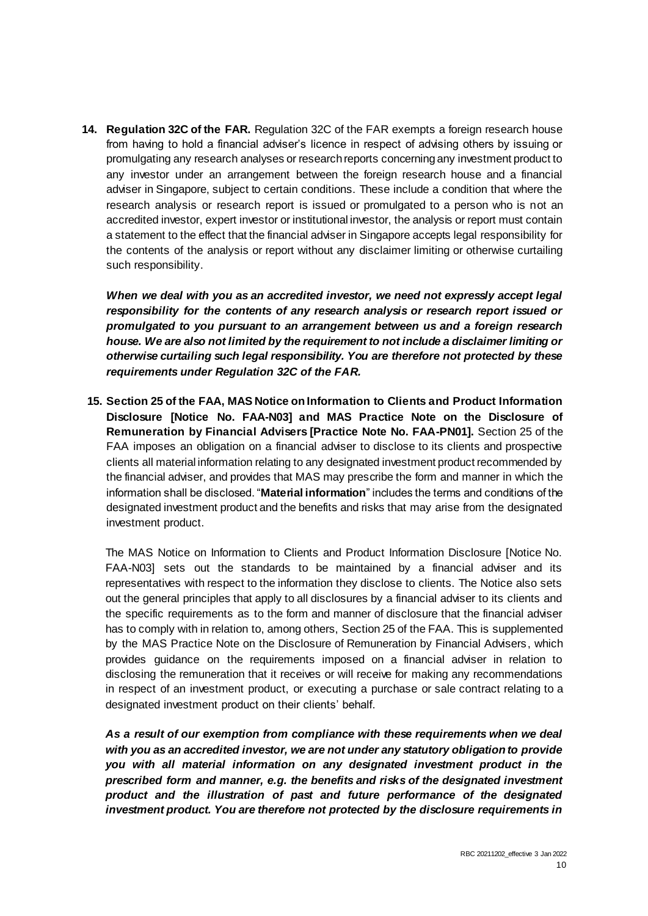**14. Regulation 32C of the FAR.** Regulation 32C of the FAR exempts a foreign research house from having to hold a financial adviser's licence in respect of advising others by issuing or promulgating any research analyses or research reports concerning any investment product to any investor under an arrangement between the foreign research house and a financial adviser in Singapore, subject to certain conditions. These include a condition that where the research analysis or research report is issued or promulgated to a person who is not an accredited investor, expert investor or institutional investor, the analysis or report must contain a statement to the effect that the financial adviser in Singapore accepts legal responsibility for the contents of the analysis or report without any disclaimer limiting or otherwise curtailing such responsibility.

***When we deal with you as an accredited investor, we need not expressly accept legal responsibility for the contents of any research analysis or research report issued or promulgated to you pursuant to an arrangement between us and a foreign research house. We are also not limited by the requirement to not include a disclaimer limiting or otherwise curtailing such legal responsibility. You are therefore not protected by these requirements under Regulation 32C of the FAR.***

**15. Section 25 of the FAA, MAS Notice on Information to Clients and Product Information Disclosure [Notice No. FAA-N03] and MAS Practice Note on the Disclosure of Remuneration by Financial Advisers [Practice Note No. FAA-PN01].** Section 25 of the FAA imposes an obligation on a financial adviser to disclose to its clients and prospective clients all material information relating to any designated investment product recommended by the financial adviser, and provides that MAS may prescribe the form and manner in which the information shall be disclosed. "**Material information**" includes the terms and conditions of the designated investment product and the benefits and risks that may arise from the designated investment product.

The MAS Notice on Information to Clients and Product Information Disclosure [Notice No. FAA-N03] sets out the standards to be maintained by a financial adviser and its representatives with respect to the information they disclose to clients. The Notice also sets out the general principles that apply to all disclosures by a financial adviser to its clients and the specific requirements as to the form and manner of disclosure that the financial adviser has to comply with in relation to, among others, Section 25 of the FAA. This is supplemented by the MAS Practice Note on the Disclosure of Remuneration by Financial Advisers, which provides guidance on the requirements imposed on a financial adviser in relation to disclosing the remuneration that it receives or will receive for making any recommendations in respect of an investment product, or executing a purchase or sale contract relating to a designated investment product on their clients' behalf.

***As a result of our exemption from compliance with these requirements when we deal with you as an accredited investor, we are not under any statutory obligation to provide you with all material information on any designated investment product in the prescribed form and manner, e.g. the benefits and risks of the designated investment product and the illustration of past and future performance of the designated investment product. You are therefore not protected by the disclosure requirements in***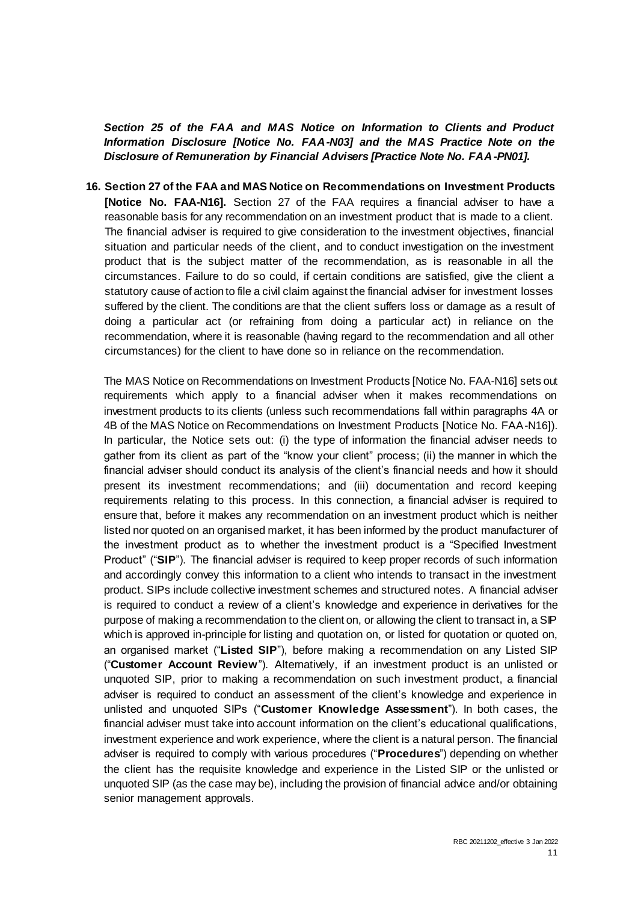***Section 25 of the FAA and MAS Notice on Information to Clients and Product Information Disclosure [Notice No. FAA-N03] and the MAS Practice Note on the Disclosure of Remuneration by Financial Advisers [Practice Note No. FAA-PN01].***

**16. Section 27 of the FAA and MAS Notice on Recommendations on Investment Products [Notice No. FAA-N16].** Section 27 of the FAA requires a financial adviser to have a reasonable basis for any recommendation on an investment product that is made to a client. The financial adviser is required to give consideration to the investment objectives, financial situation and particular needs of the client, and to conduct investigation on the investment product that is the subject matter of the recommendation, as is reasonable in all the circumstances. Failure to do so could, if certain conditions are satisfied, give the client a statutory cause of action to file a civil claim against the financial adviser for investment losses suffered by the client. The conditions are that the client suffers loss or damage as a result of doing a particular act (or refraining from doing a particular act) in reliance on the recommendation, where it is reasonable (having regard to the recommendation and all other circumstances) for the client to have done so in reliance on the recommendation.

The MAS Notice on Recommendations on Investment Products [Notice No. FAA-N16] sets out requirements which apply to a financial adviser when it makes recommendations on investment products to its clients (unless such recommendations fall within paragraphs 4A or 4B of the MAS Notice on Recommendations on Investment Products [Notice No. FAA-N16]). In particular, the Notice sets out: (i) the type of information the financial adviser needs to gather from its client as part of the "know your client" process; (ii) the manner in which the financial adviser should conduct its analysis of the client's financial needs and how it should present its investment recommendations; and (iii) documentation and record keeping requirements relating to this process. In this connection, a financial adviser is required to ensure that, before it makes any recommendation on an investment product which is neither listed nor quoted on an organised market, it has been informed by the product manufacturer of the investment product as to whether the investment product is a "Specified Investment Product" ("**SIP**"). The financial adviser is required to keep proper records of such information and accordingly convey this information to a client who intends to transact in the investment product. SIPs include collective investment schemes and structured notes. A financial adviser is required to conduct a review of a client's knowledge and experience in derivatives for the purpose of making a recommendation to the client on, or allowing the client to transact in, a SIP which is approved in-principle for listing and quotation on, or listed for quotation or quoted on, an organised market ("**Listed SIP**"), before making a recommendation on any Listed SIP ("**Customer Account Review**"). Alternatively, if an investment product is an unlisted or unquoted SIP, prior to making a recommendation on such investment product, a financial adviser is required to conduct an assessment of the client's knowledge and experience in unlisted and unquoted SIPs ("**Customer Knowledge Assessment**"). In both cases, the financial adviser must take into account information on the client's educational qualifications, investment experience and work experience, where the client is a natural person. The financial adviser is required to comply with various procedures ("**Procedures**") depending on whether the client has the requisite knowledge and experience in the Listed SIP or the unlisted or unquoted SIP (as the case may be), including the provision of financial advice and/or obtaining senior management approvals.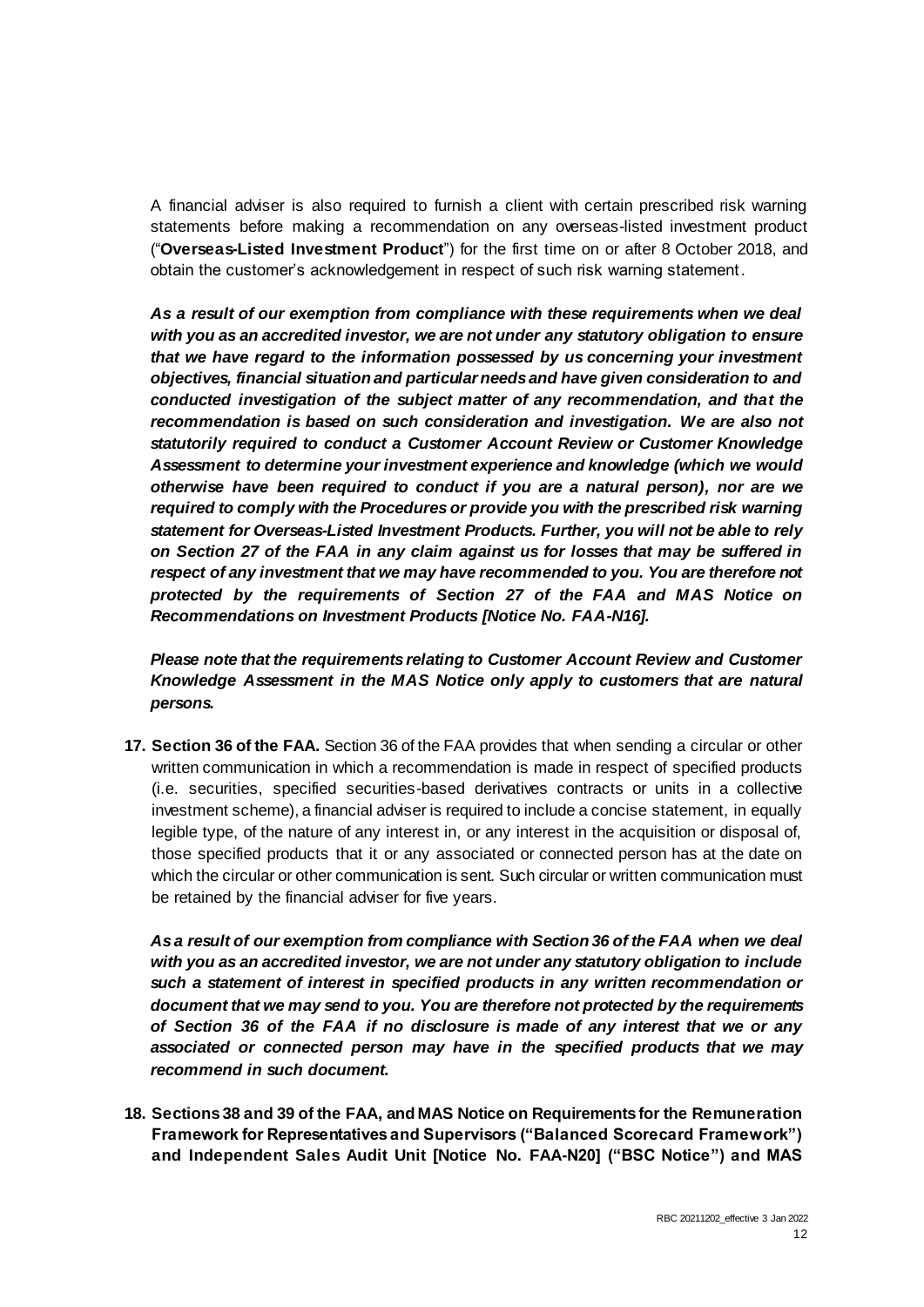A financial adviser is also required to furnish a client with certain prescribed risk warning statements before making a recommendation on any overseas-listed investment product ("**Overseas-Listed Investment Product**") for the first time on or after 8 October 2018, and obtain the customer's acknowledgement in respect of such risk warning statement.

***As a result of our exemption from compliance with these requirements when we deal with you as an accredited investor, we are not under any statutory obligation to ensure that we have regard to the information possessed by us concerning your investment objectives, financial situation and particular needs and have given consideration to and conducted investigation of the subject matter of any recommendation, and that the recommendation is based on such consideration and investigation. We are also not statutorily required to conduct a Customer Account Review or Customer Knowledge Assessment to determine your investment experience and knowledge (which we would otherwise have been required to conduct if you are a natural person), nor are we required to comply with the Procedures or provide you with the prescribed risk warning statement for Overseas-Listed Investment Products. Further, you will not be able to rely on Section 27 of the FAA in any claim against us for losses that may be suffered in respect of any investment that we may have recommended to you. You are therefore not protected by the requirements of Section 27 of the FAA and MAS Notice on Recommendations on Investment Products [Notice No. FAA-N16].***

***Please note that the requirements relating to Customer Account Review and Customer Knowledge Assessment in the MAS Notice only apply to customers that are natural persons.***

**17. Section 36 of the FAA.** Section 36 of the FAA provides that when sending a circular or other written communication in which a recommendation is made in respect of specified products (i.e. securities, specified securities-based derivatives contracts or units in a collective investment scheme), a financial adviser is required to include a concise statement, in equally legible type, of the nature of any interest in, or any interest in the acquisition or disposal of, those specified products that it or any associated or connected person has at the date on which the circular or other communication is sent. Such circular or written communication must be retained by the financial adviser for five years.

***As a result of our exemption from compliance with Section 36 of the FAA when we deal with you as an accredited investor, we are not under any statutory obligation to include such a statement of interest in specified products in any written recommendation or document that we may send to you. You are therefore not protected by the requirements of Section 36 of the FAA if no disclosure is made of any interest that we or any associated or connected person may have in the specified products that we may recommend in such document.***

**18. Sections 38 and 39 of the FAA, and MAS Notice on Requirements for the Remuneration Framework for Representatives and Supervisors ("Balanced Scorecard Framework") and Independent Sales Audit Unit [Notice No. FAA-N20] ("BSC Notice") and MAS**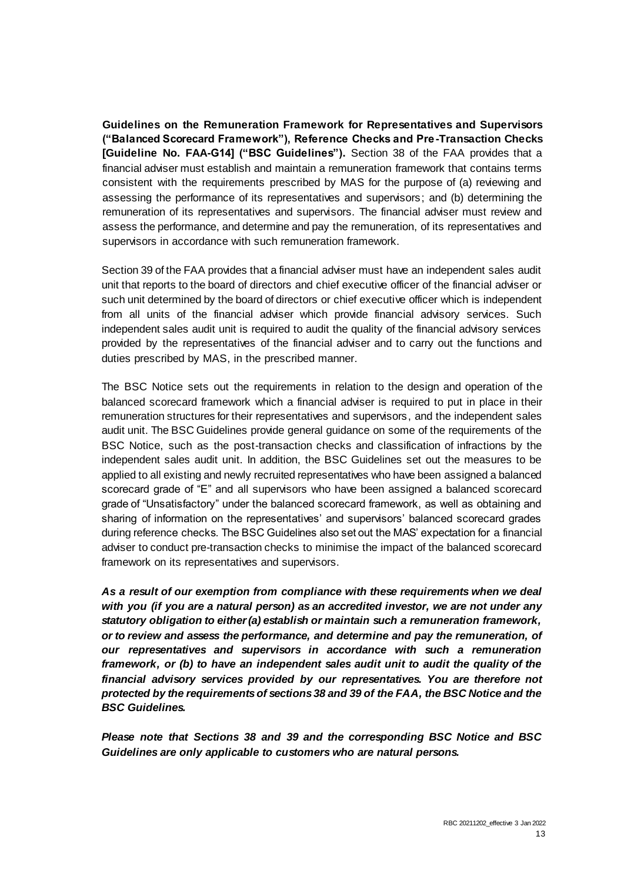**Guidelines on the Remuneration Framework for Representatives and Supervisors ("Balanced Scorecard Framework"), Reference Checks and Pre-Transaction Checks [Guideline No. FAA-G14] ("BSC Guidelines").** Section 38 of the FAA provides that a financial adviser must establish and maintain a remuneration framework that contains terms consistent with the requirements prescribed by MAS for the purpose of (a) reviewing and assessing the performance of its representatives and supervisors; and (b) determining the remuneration of its representatives and supervisors. The financial adviser must review and assess the performance, and determine and pay the remuneration, of its representatives and supervisors in accordance with such remuneration framework.

Section 39 of the FAA provides that a financial adviser must have an independent sales audit unit that reports to the board of directors and chief executive officer of the financial adviser or such unit determined by the board of directors or chief executive officer which is independent from all units of the financial adviser which provide financial advisory services. Such independent sales audit unit is required to audit the quality of the financial advisory services provided by the representatives of the financial adviser and to carry out the functions and duties prescribed by MAS, in the prescribed manner.

The BSC Notice sets out the requirements in relation to the design and operation of the balanced scorecard framework which a financial adviser is required to put in place in their remuneration structures for their representatives and supervisors, and the independent sales audit unit. The BSC Guidelines provide general guidance on some of the requirements of the BSC Notice, such as the post-transaction checks and classification of infractions by the independent sales audit unit. In addition, the BSC Guidelines set out the measures to be applied to all existing and newly recruited representatives who have been assigned a balanced scorecard grade of "E" and all supervisors who have been assigned a balanced scorecard grade of "Unsatisfactory" under the balanced scorecard framework, as well as obtaining and sharing of information on the representatives' and supervisors' balanced scorecard grades during reference checks. The BSC Guidelines also set out the MAS' expectation for a financial adviser to conduct pre-transaction checks to minimise the impact of the balanced scorecard framework on its representatives and supervisors.

***As a result of our exemption from compliance with these requirements when we deal with you (if you are a natural person) as an accredited investor, we are not under any statutory obligation to either (a) establish or maintain such a remuneration framework, or to review and assess the performance, and determine and pay the remuneration, of our representatives and supervisors in accordance with such a remuneration framework, or (b) to have an independent sales audit unit to audit the quality of the financial advisory services provided by our representatives. You are therefore not protected by the requirements of sections 38 and 39 of the FAA, the BSC Notice and the BSC Guidelines.***

***Please note that Sections 38 and 39 and the corresponding BSC Notice and BSC Guidelines are only applicable to customers who are natural persons.***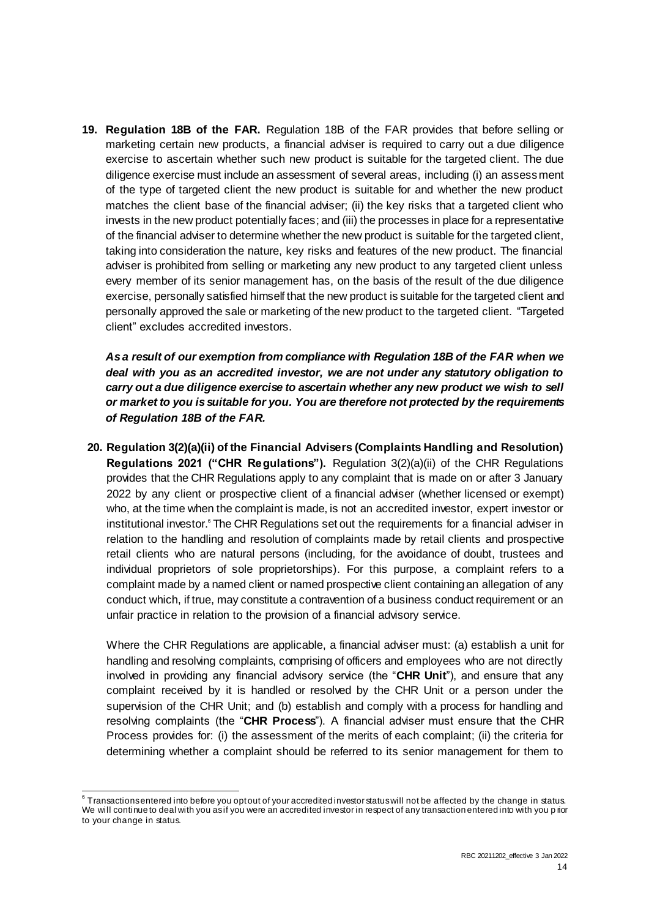**19. Regulation 18B of the FAR.** Regulation 18B of the FAR provides that before selling or marketing certain new products, a financial adviser is required to carry out a due diligence exercise to ascertain whether such new product is suitable for the targeted client. The due diligence exercise must include an assessment of several areas, including (i) an assessment of the type of targeted client the new product is suitable for and whether the new product matches the client base of the financial adviser; (ii) the key risks that a targeted client who invests in the new product potentially faces; and (iii) the processes in place for a representative of the financial adviser to determine whether the new product is suitable for the targeted client, taking into consideration the nature, key risks and features of the new product. The financial adviser is prohibited from selling or marketing any new product to any targeted client unless every member of its senior management has, on the basis of the result of the due diligence exercise, personally satisfied himself that the new product is suitable for the targeted client and personally approved the sale or marketing of the new product to the targeted client. "Targeted client" excludes accredited investors.

***As a result of our exemption from compliance with Regulation 18B of the FAR when we deal with you as an accredited investor, we are not under any statutory obligation to carry out a due diligence exercise to ascertain whether any new product we wish to sell or market to you is suitable for you. You are therefore not protected by the requirements of Regulation 18B of the FAR.***

**20. Regulation 3(2)(a)(ii) of the Financial Advisers (Complaints Handling and Resolution) Regulations 2021 ("CHR Regulations").** Regulation 3(2)(a)(ii) of the CHR Regulations provides that the CHR Regulations apply to any complaint that is made on or after 3 January 2022 by any client or prospective client of a financial adviser (whether licensed or exempt) who, at the time when the complaint is made, is not an accredited investor, expert investor or institutional investor.[6] The CHR Regulations set out the requirements for a financial adviser in relation to the handling and resolution of complaints made by retail clients and prospective retail clients who are natural persons (including, for the avoidance of doubt, trustees and individual proprietors of sole proprietorships). For this purpose, a complaint refers to a complaint made by a named client or named prospective client containing an allegation of any conduct which, if true, may constitute a contravention of a business conduct requirement or an unfair practice in relation to the provision of a financial advisory service.

Where the CHR Regulations are applicable, a financial adviser must: (a) establish a unit for handling and resolving complaints, comprising of officers and employees who are not directly involved in providing any financial advisory service (the "**CHR Unit**"), and ensure that any complaint received by it is handled or resolved by the CHR Unit or a person under the supervision of the CHR Unit; and (b) establish and comply with a process for handling and resolving complaints (the "**CHR Process**"). A financial adviser must ensure that the CHR Process provides for: (i) the assessment of the merits of each complaint; (ii) the criteria for determining whether a complaint should be referred to its senior management for them to

[6] Transactions entered into before you opt out of your accredited investor status will not be affected by the change in status. We will continue to deal with you as if you were an accredited investor in respect of any transaction entered into with you prior to your change in status.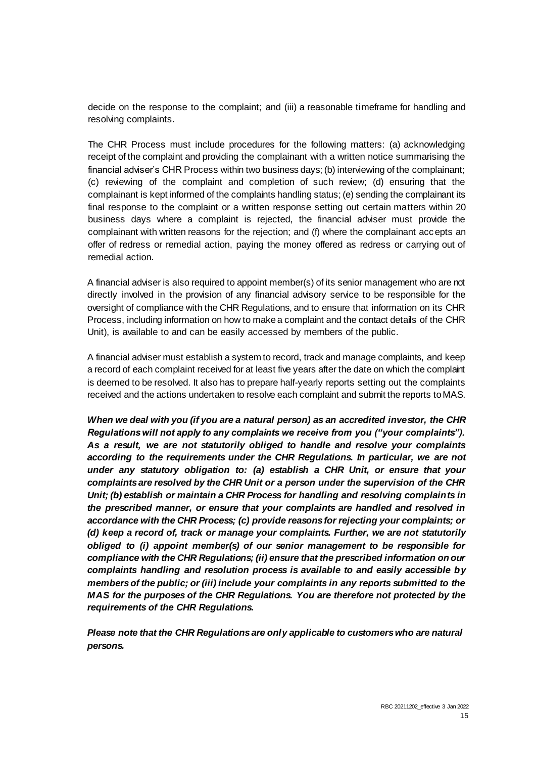decide on the response to the complaint; and (iii) a reasonable timeframe for handling and resolving complaints.

The CHR Process must include procedures for the following matters: (a) acknowledging receipt of the complaint and providing the complainant with a written notice summarising the financial adviser's CHR Process within two business days; (b) interviewing of the complainant; (c) reviewing of the complaint and completion of such review; (d) ensuring that the complainant is kept informed of the complaints handling status; (e) sending the complainant its final response to the complaint or a written response setting out certain matters within 20 business days where a complaint is rejected, the financial adviser must provide the complainant with written reasons for the rejection; and (f) where the complainant accepts an offer of redress or remedial action, paying the money offered as redress or carrying out of remedial action.

A financial adviser is also required to appoint member(s) of its senior management who are not directly involved in the provision of any financial advisory service to be responsible for the oversight of compliance with the CHR Regulations, and to ensure that information on its CHR Process, including information on how to make a complaint and the contact details of the CHR Unit), is available to and can be easily accessed by members of the public.

A financial adviser must establish a system to record, track and manage complaints, and keep a record of each complaint received for at least five years after the date on which the complaint is deemed to be resolved. It also has to prepare half-yearly reports setting out the complaints received and the actions undertaken to resolve each complaint and submit the reports to MAS.

***When we deal with you (if you are a natural person) as an accredited investor, the CHR Regulations will not apply to any complaints we receive from you ("your complaints"). As a result, we are not statutorily obliged to handle and resolve your complaints according to the requirements under the CHR Regulations. In particular, we are not under any statutory obligation to: (a) establish a CHR Unit, or ensure that your complaints are resolved by the CHR Unit or a person under the supervision of the CHR Unit; (b) establish or maintain a CHR Process for handling and resolving complaints in the prescribed manner, or ensure that your complaints are handled and resolved in accordance with the CHR Process; (c) provide reasons for rejecting your complaints; or (d) keep a record of, track or manage your complaints. Further, we are not statutorily obliged to (i) appoint member(s) of our senior management to be responsible for compliance with the CHR Regulations; (ii) ensure that the prescribed information on our complaints handling and resolution process is available to and easily accessible by members of the public; or (iii) include your complaints in any reports submitted to the MAS for the purposes of the CHR Regulations. You are therefore not protected by the requirements of the CHR Regulations.***

***Please note that the CHR Regulations are only applicable to customers who are natural persons.***